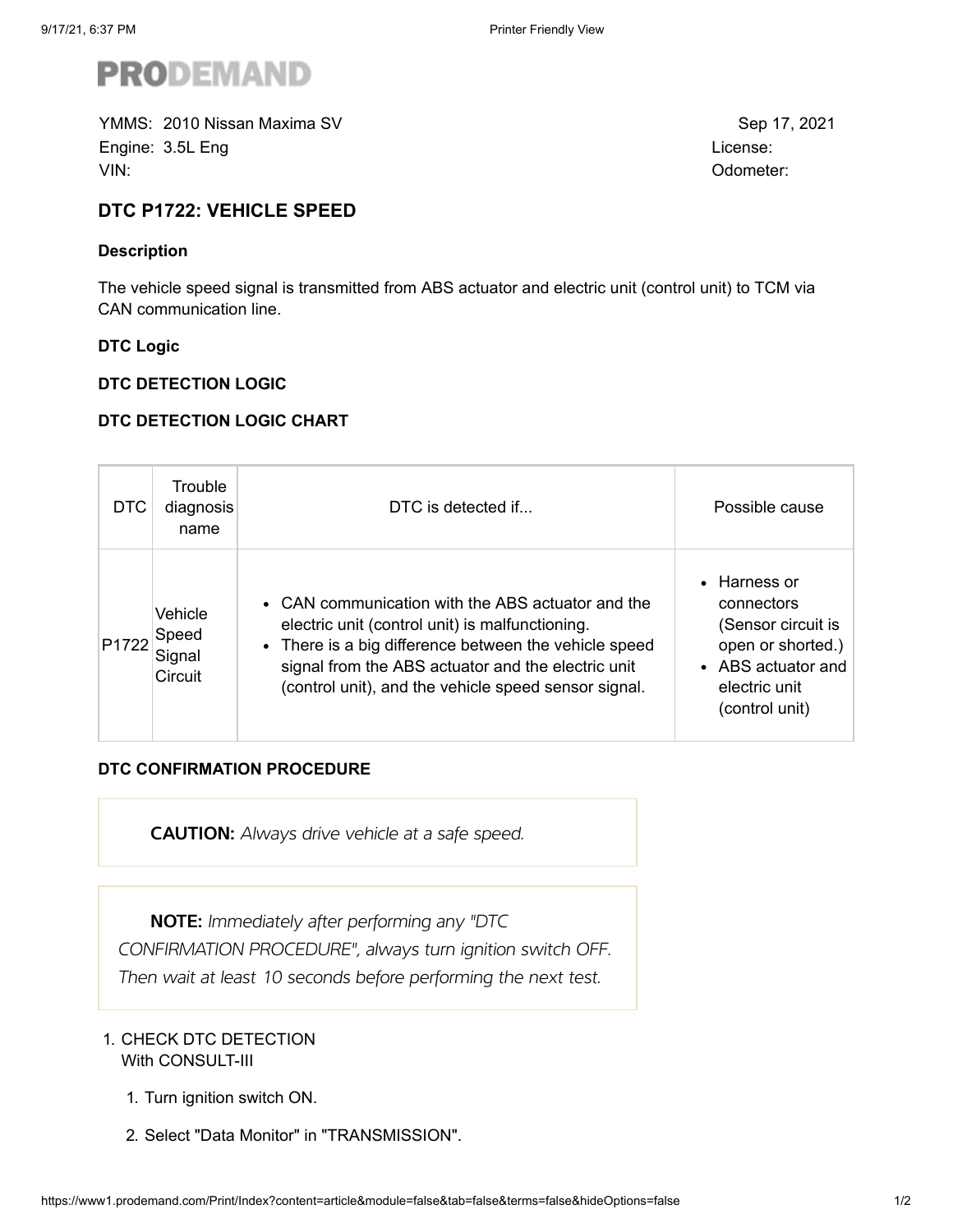# PRODEMAND

YMMS: 2010 Nissan Maxima SV  
Engine: 3.5L Eng  
VIN:

Sep 17, 2021  
License:  
Odometer:

## DTC P1722: VEHICLE SPEED

### Description

The vehicle speed signal is transmitted from ABS actuator and electric unit (control unit) to TCM via CAN communication line.

### DTC Logic

#### DTC DETECTION LOGIC

#### DTC DETECTION LOGIC CHART

| DTC | Trouble diagnosis name | DTC is detected if... | Possible cause |
|---|---|---|---|
| P1722 | Vehicle Speed Signal Circuit | • CAN communication with the ABS actuator and the electric unit (control unit) is malfunctioning.<br>• There is a big difference between the vehicle speed signal from the ABS actuator and the electric unit (control unit), and the vehicle speed sensor signal. | • Harness or connectors (Sensor circuit is open or shorted.)<br>• ABS actuator and electric unit (control unit) |

#### DTC CONFIRMATION PROCEDURE

> **CAUTION:** *Always drive vehicle at a safe speed.*

> **NOTE:** *Immediately after performing any "DTC CONFIRMATION PROCEDURE", always turn ignition switch OFF. Then wait at least 10 seconds before performing the next test.*

1. CHECK DTC DETECTION  
   With CONSULT-III
   1. Turn ignition switch ON.
   2. Select "Data Monitor" in "TRANSMISSION".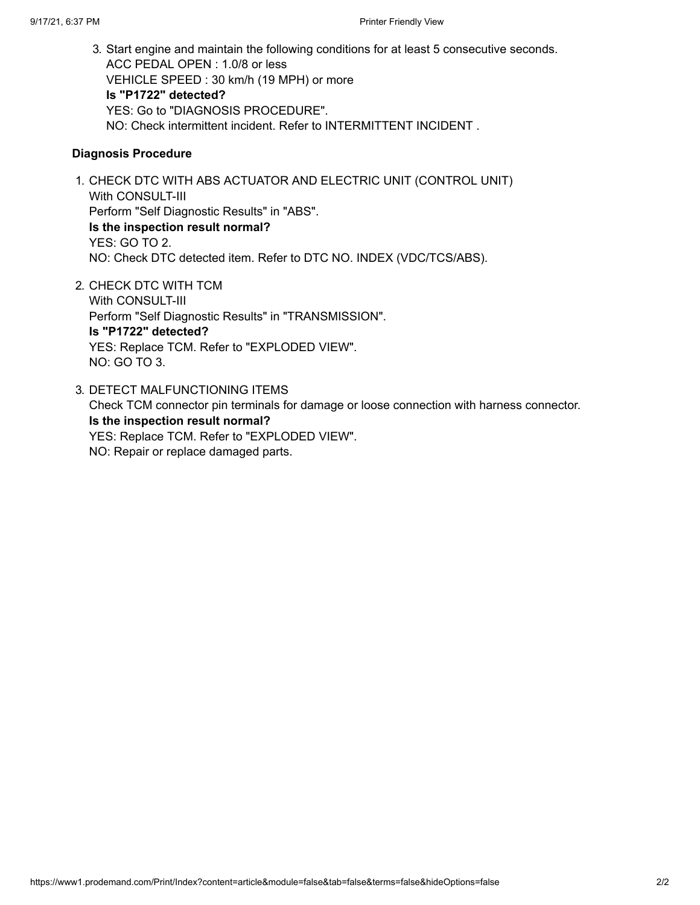3. Start engine and maintain the following conditions for at least 5 consecutive seconds.
   ACC PEDAL OPEN : 1.0/8 or less
   VEHICLE SPEED : 30 km/h (19 MPH) or more
   **Is "P1722" detected?**
   YES: Go to "DIAGNOSIS PROCEDURE".
   NO: Check intermittent incident. Refer to INTERMITTENT INCIDENT .

**Diagnosis Procedure**

1. CHECK DTC WITH ABS ACTUATOR AND ELECTRIC UNIT (CONTROL UNIT)
   With CONSULT-III
   Perform "Self Diagnostic Results" in "ABS".
   **Is the inspection result normal?**
   YES: GO TO 2.
   NO: Check DTC detected item. Refer to DTC NO. INDEX (VDC/TCS/ABS).
2. CHECK DTC WITH TCM
   With CONSULT-III
   Perform "Self Diagnostic Results" in "TRANSMISSION".
   **Is "P1722" detected?**
   YES: Replace TCM. Refer to "EXPLODED VIEW".
   NO: GO TO 3.
3. DETECT MALFUNCTIONING ITEMS
   Check TCM connector pin terminals for damage or loose connection with harness connector.
   **Is the inspection result normal?**
   YES: Replace TCM. Refer to "EXPLODED VIEW".
   NO: Repair or replace damaged parts.